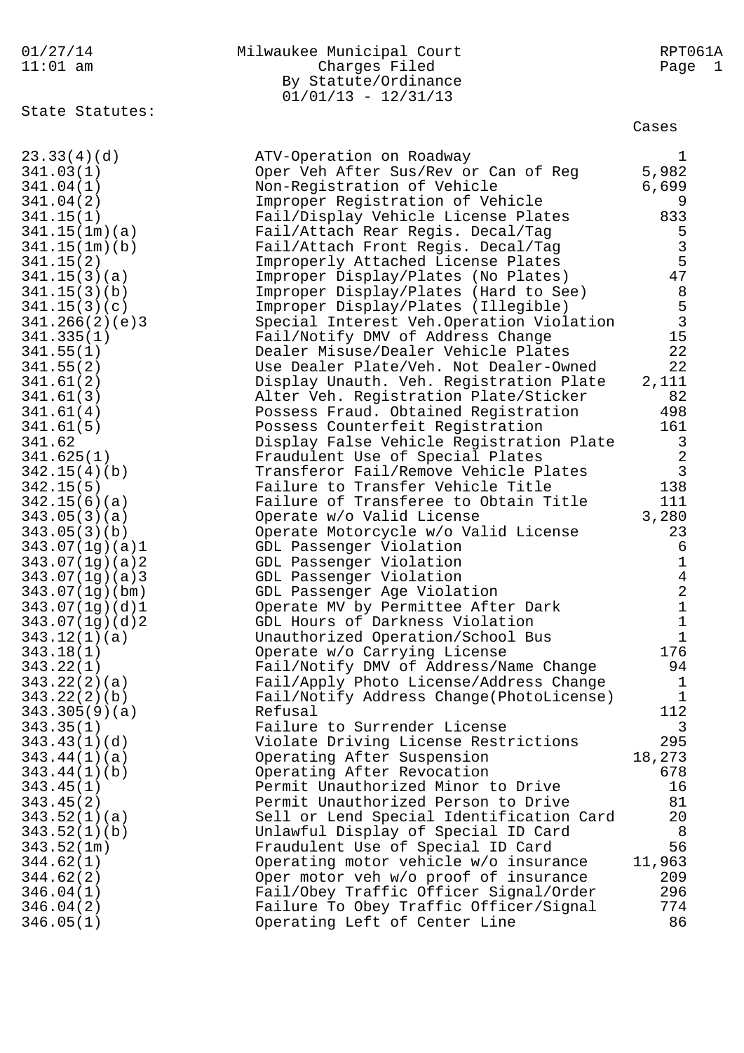Milwaukee Municipal Court
Charges Filed
By Statute/Ordinance
01/01/13 - 12/31/13

RPT061A

01/27/14
11:01 am

## State Statutes:

| Statute | Description | Cases |
|---|---|---|
| 23.33(4)(d) | ATV-Operation on Roadway | 1 |
| 341.03(1) | Oper Veh After Sus/Rev or Can of Reg | 5,982 |
| 341.04(1) | Non-Registration of Vehicle | 6,699 |
| 341.04(2) | Improper Registration of Vehicle | 9 |
| 341.15(1) | Fail/Display Vehicle License Plates | 833 |
| 341.15(1m)(a) | Fail/Attach Rear Regis. Decal/Tag | 5 |
| 341.15(1m)(b) | Fail/Attach Front Regis. Decal/Tag | 3 |
| 341.15(2) | Improperly Attached License Plates | 5 |
| 341.15(3)(a) | Improper Display/Plates (No Plates) | 47 |
| 341.15(3)(b) | Improper Display/Plates (Hard to See) | 8 |
| 341.15(3)(c) | Improper Display/Plates (Illegible) | 5 |
| 341.266(2)(e)3 | Special Interest Veh.Operation Violation | 3 |
| 341.335(1) | Fail/Notify DMV of Address Change | 15 |
| 341.55(1) | Dealer Misuse/Dealer Vehicle Plates | 22 |
| 341.55(2) | Use Dealer Plate/Veh. Not Dealer-Owned | 22 |
| 341.61(2) | Display Unauth. Veh. Registration Plate | 2,111 |
| 341.61(3) | Alter Veh. Registration Plate/Sticker | 82 |
| 341.61(4) | Possess Fraud. Obtained Registration | 498 |
| 341.61(5) | Possess Counterfeit Registration | 161 |
| 341.62 | Display False Vehicle Registration Plate | 3 |
| 341.625(1) | Fraudulent Use of Special Plates | 2 |
| 342.15(4)(b) | Transferor Fail/Remove Vehicle Plates | 3 |
| 342.15(5) | Failure to Transfer Vehicle Title | 138 |
| 342.15(6)(a) | Failure of Transferee to Obtain Title | 111 |
| 343.05(3)(a) | Operate w/o Valid License | 3,280 |
| 343.05(3)(b) | Operate Motorcycle w/o Valid License | 23 |
| 343.07(1g)(a)1 | GDL Passenger Violation | 6 |
| 343.07(1g)(a)2 | GDL Passenger Violation | 1 |
| 343.07(1g)(a)3 | GDL Passenger Violation | 4 |
| 343.07(1g)(bm) | GDL Passenger Age Violation | 2 |
| 343.07(1g)(d)1 | Operate MV by Permittee After Dark | 1 |
| 343.07(1g)(d)2 | GDL Hours of Darkness Violation | 1 |
| 343.12(1)(a) | Unauthorized Operation/School Bus | 1 |
| 343.18(1) | Operate w/o Carrying License | 176 |
| 343.22(1) | Fail/Notify DMV of Address/Name Change | 94 |
| 343.22(2)(a) | Fail/Apply Photo License/Address Change | 1 |
| 343.22(2)(b) | Fail/Notify Address Change(PhotoLicense) | 1 |
| 343.305(9)(a) | Refusal | 112 |
| 343.35(1) | Failure to Surrender License | 3 |
| 343.43(1)(d) | Violate Driving License Restrictions | 295 |
| 343.44(1)(a) | Operating After Suspension | 18,273 |
| 343.44(1)(b) | Operating After Revocation | 678 |
| 343.45(1) | Permit Unauthorized Minor to Drive | 16 |
| 343.45(2) | Permit Unauthorized Person to Drive | 81 |
| 343.52(1)(a) | Sell or Lend Special Identification Card | 20 |
| 343.52(1)(b) | Unlawful Display of Special ID Card | 8 |
| 343.52(1m) | Fraudulent Use of Special ID Card | 56 |
| 344.62(1) | Operating motor vehicle w/o insurance | 11,963 |
| 344.62(2) | Oper motor veh w/o proof of insurance | 209 |
| 346.04(1) | Fail/Obey Traffic Officer Signal/Order | 296 |
| 346.04(2) | Failure To Obey Traffic Officer/Signal | 774 |
| 346.05(1) | Operating Left of Center Line | 86 |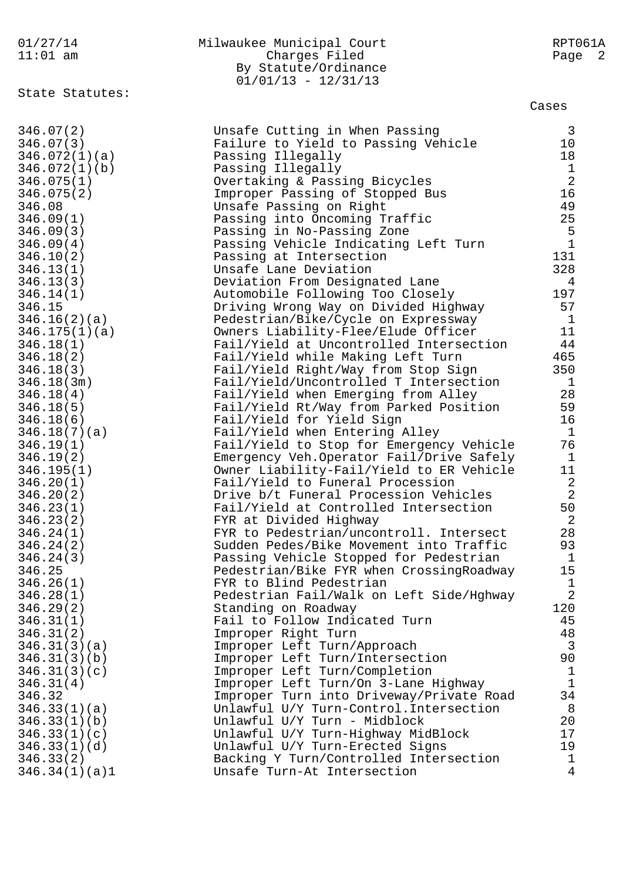Milwaukee Municipal Court
Charges Filed
By Statute/Ordinance
01/01/13 - 12/31/13

State Statutes:

| Statute | Description | Cases |
|---|---|---|
| 346.07(2) | Unsafe Cutting in When Passing | 3 |
| 346.07(3) | Failure to Yield to Passing Vehicle | 10 |
| 346.072(1)(a) | Passing Illegally | 18 |
| 346.072(1)(b) | Passing Illegally | 1 |
| 346.075(1) | Overtaking & Passing Bicycles | 2 |
| 346.075(2) | Improper Passing of Stopped Bus | 16 |
| 346.08 | Unsafe Passing on Right | 49 |
| 346.09(1) | Passing into Oncoming Traffic | 25 |
| 346.09(3) | Passing in No-Passing Zone | 5 |
| 346.09(4) | Passing Vehicle Indicating Left Turn | 1 |
| 346.10(2) | Passing at Intersection | 131 |
| 346.13(1) | Unsafe Lane Deviation | 328 |
| 346.13(3) | Deviation From Designated Lane | 4 |
| 346.14(1) | Automobile Following Too Closely | 197 |
| 346.15 | Driving Wrong Way on Divided Highway | 57 |
| 346.16(2)(a) | Pedestrian/Bike/Cycle on Expressway | 1 |
| 346.175(1)(a) | Owners Liability-Flee/Elude Officer | 11 |
| 346.18(1) | Fail/Yield at Uncontrolled Intersection | 44 |
| 346.18(2) | Fail/Yield while Making Left Turn | 465 |
| 346.18(3) | Fail/Yield Right/Way from Stop Sign | 350 |
| 346.18(3m) | Fail/Yield/Uncontrolled T Intersection | 1 |
| 346.18(4) | Fail/Yield when Emerging from Alley | 28 |
| 346.18(5) | Fail/Yield Rt/Way from Parked Position | 59 |
| 346.18(6) | Fail/Yield for Yield Sign | 16 |
| 346.18(7)(a) | Fail/Yield when Entering Alley | 1 |
| 346.19(1) | Fail/Yield to Stop for Emergency Vehicle | 76 |
| 346.19(2) | Emergency Veh.Operator Fail/Drive Safely | 1 |
| 346.195(1) | Owner Liability-Fail/Yield to ER Vehicle | 11 |
| 346.20(1) | Fail/Yield to Funeral Procession | 2 |
| 346.20(2) | Drive b/t Funeral Procession Vehicles | 2 |
| 346.23(1) | Fail/Yield at Controlled Intersection | 50 |
| 346.23(2) | FYR at Divided Highway | 2 |
| 346.24(1) | FYR to Pedestrian/uncontroll. Intersect | 28 |
| 346.24(2) | Sudden Pedes/Bike Movement into Traffic | 93 |
| 346.24(3) | Passing Vehicle Stopped for Pedestrian | 1 |
| 346.25 | Pedestrian/Bike FYR when CrossingRoadway | 15 |
| 346.26(1) | FYR to Blind Pedestrian | 1 |
| 346.28(1) | Pedestrian Fail/Walk on Left Side/Hghway | 2 |
| 346.29(2) | Standing on Roadway | 120 |
| 346.31(1) | Fail to Follow Indicated Turn | 45 |
| 346.31(2) | Improper Right Turn | 48 |
| 346.31(3)(a) | Improper Left Turn/Approach | 3 |
| 346.31(3)(b) | Improper Left Turn/Intersection | 90 |
| 346.31(3)(c) | Improper Left Turn/Completion | 1 |
| 346.31(4) | Improper Left Turn/On 3-Lane Highway | 1 |
| 346.32 | Improper Turn into Driveway/Private Road | 34 |
| 346.33(1)(a) | Unlawful U/Y Turn-Control.Intersection | 8 |
| 346.33(1)(b) | Unlawful U/Y Turn - Midblock | 20 |
| 346.33(1)(c) | Unlawful U/Y Turn-Highway MidBlock | 17 |
| 346.33(1)(d) | Unlawful U/Y Turn-Erected Signs | 19 |
| 346.33(2) | Backing Y Turn/Controlled Intersection | 1 |
| 346.34(1)(a)1 | Unsafe Turn-At Intersection | 4 |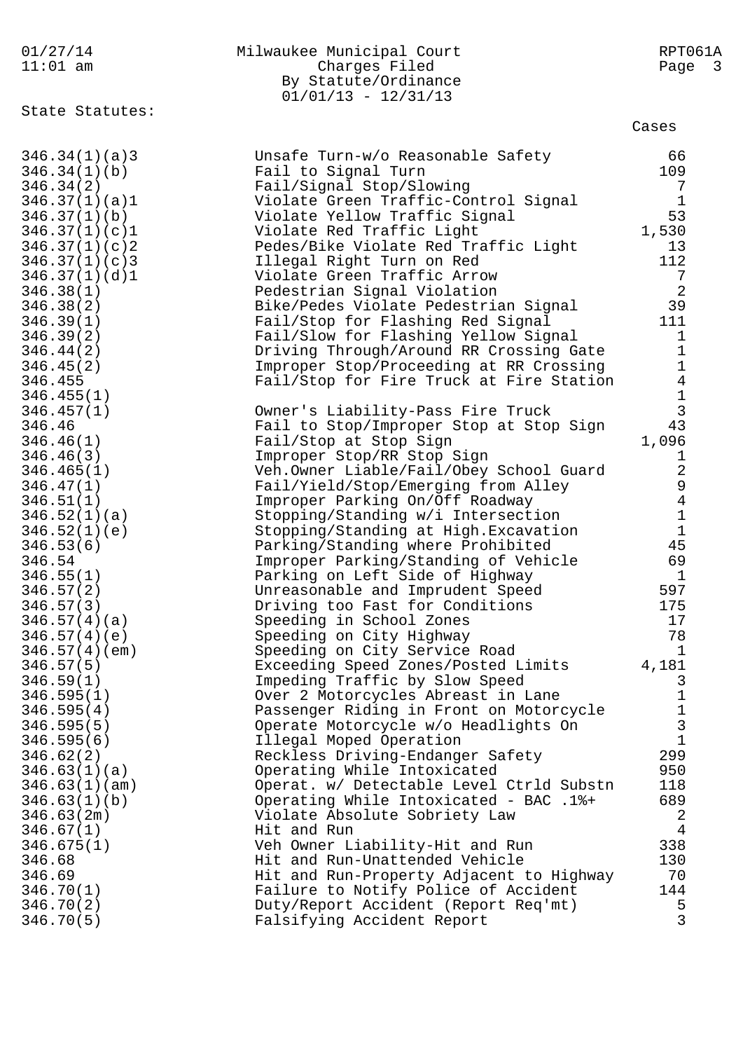Milwaukee Municipal Court
Charges Filed
By Statute/Ordinance
01/01/13 - 12/31/13

State Statutes:

| Statute | Description | Cases |
|---|---|---|
| 346.34(1)(a)3 | Unsafe Turn-w/o Reasonable Safety | 66 |
| 346.34(1)(b) | Fail to Signal Turn | 109 |
| 346.34(2) | Fail/Signal Stop/Slowing | 7 |
| 346.37(1)(a)1 | Violate Green Traffic-Control Signal | 1 |
| 346.37(1)(b) | Violate Yellow Traffic Signal | 53 |
| 346.37(1)(c)1 | Violate Red Traffic Light | 1,530 |
| 346.37(1)(c)2 | Pedes/Bike Violate Red Traffic Light | 13 |
| 346.37(1)(c)3 | Illegal Right Turn on Red | 112 |
| 346.37(1)(d)1 | Violate Green Traffic Arrow | 7 |
| 346.38(1) | Pedestrian Signal Violation | 2 |
| 346.38(2) | Bike/Pedes Violate Pedestrian Signal | 39 |
| 346.39(1) | Fail/Stop for Flashing Red Signal | 111 |
| 346.39(2) | Fail/Slow for Flashing Yellow Signal | 1 |
| 346.44(2) | Driving Through/Around RR Crossing Gate | 1 |
| 346.45(2) | Improper Stop/Proceeding at RR Crossing | 1 |
| 346.455 | Fail/Stop for Fire Truck at Fire Station | 4 |
| 346.455(1) | | 1 |
| 346.457(1) | Owner's Liability-Pass Fire Truck | 3 |
| 346.46 | Fail to Stop/Improper Stop at Stop Sign | 43 |
| 346.46(1) | Fail/Stop at Stop Sign | 1,096 |
| 346.46(3) | Improper Stop/RR Stop Sign | 1 |
| 346.465(1) | Veh.Owner Liable/Fail/Obey School Guard | 2 |
| 346.47(1) | Fail/Yield/Stop/Emerging from Alley | 9 |
| 346.51(1) | Improper Parking On/Off Roadway | 4 |
| 346.52(1)(a) | Stopping/Standing w/i Intersection | 1 |
| 346.52(1)(e) | Stopping/Standing at High.Excavation | 1 |
| 346.53(6) | Parking/Standing where Prohibited | 45 |
| 346.54 | Improper Parking/Standing of Vehicle | 69 |
| 346.55(1) | Parking on Left Side of Highway | 1 |
| 346.57(2) | Unreasonable and Imprudent Speed | 597 |
| 346.57(3) | Driving too Fast for Conditions | 175 |
| 346.57(4)(a) | Speeding in School Zones | 17 |
| 346.57(4)(e) | Speeding on City Highway | 78 |
| 346.57(4)(em) | Speeding on City Service Road | 1 |
| 346.57(5) | Exceeding Speed Zones/Posted Limits | 4,181 |
| 346.59(1) | Impeding Traffic by Slow Speed | 3 |
| 346.595(1) | Over 2 Motorcycles Abreast in Lane | 1 |
| 346.595(4) | Passenger Riding in Front on Motorcycle | 1 |
| 346.595(5) | Operate Motorcycle w/o Headlights On | 3 |
| 346.595(6) | Illegal Moped Operation | 1 |
| 346.62(2) | Reckless Driving-Endanger Safety | 299 |
| 346.63(1)(a) | Operating While Intoxicated | 950 |
| 346.63(1)(am) | Operat. w/ Detectable Level Ctrld Substn | 118 |
| 346.63(1)(b) | Operating While Intoxicated - BAC .1%+ | 689 |
| 346.63(2m) | Violate Absolute Sobriety Law | 2 |
| 346.67(1) | Hit and Run | 4 |
| 346.675(1) | Veh Owner Liability-Hit and Run | 338 |
| 346.68 | Hit and Run-Unattended Vehicle | 130 |
| 346.69 | Hit and Run-Property Adjacent to Highway | 70 |
| 346.70(1) | Failure to Notify Police of Accident | 144 |
| 346.70(2) | Duty/Report Accident (Report Req'mt) | 5 |
| 346.70(5) | Falsifying Accident Report | 3 |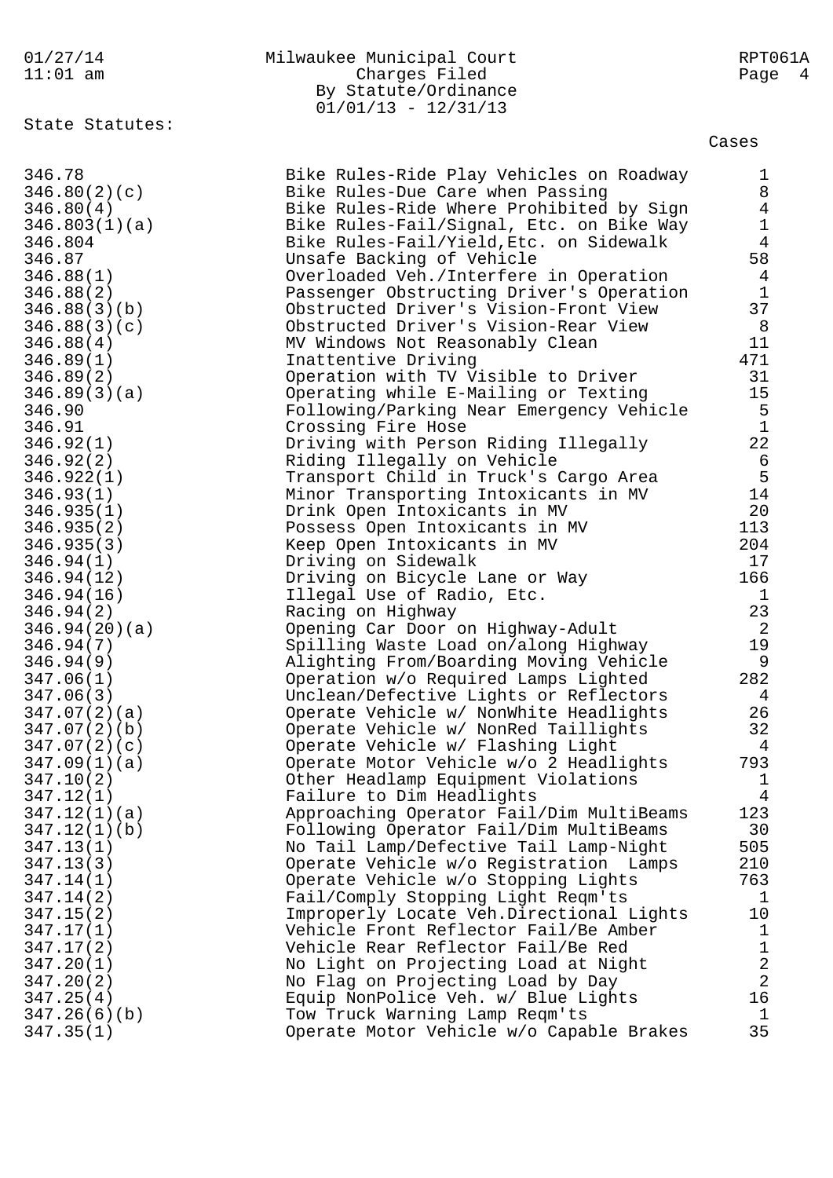Milwaukee Municipal Court
Charges Filed
By Statute/Ordinance
01/01/13 - 12/31/13

State Statutes:

| Statute | Description | Cases |
|---|---|---|
| 346.78 | Bike Rules-Ride Play Vehicles on Roadway | 1 |
| 346.80(2)(c) | Bike Rules-Due Care when Passing | 8 |
| 346.80(4) | Bike Rules-Ride Where Prohibited by Sign | 4 |
| 346.803(1)(a) | Bike Rules-Fail/Signal, Etc. on Bike Way | 1 |
| 346.804 | Bike Rules-Fail/Yield,Etc. on Sidewalk | 4 |
| 346.87 | Unsafe Backing of Vehicle | 58 |
| 346.88(1) | Overloaded Veh./Interfere in Operation | 4 |
| 346.88(2) | Passenger Obstructing Driver's Operation | 1 |
| 346.88(3)(b) | Obstructed Driver's Vision-Front View | 37 |
| 346.88(3)(c) | Obstructed Driver's Vision-Rear View | 8 |
| 346.88(4) | MV Windows Not Reasonably Clean | 11 |
| 346.89(1) | Inattentive Driving | 471 |
| 346.89(2) | Operation with TV Visible to Driver | 31 |
| 346.89(3)(a) | Operating while E-Mailing or Texting | 15 |
| 346.90 | Following/Parking Near Emergency Vehicle | 5 |
| 346.91 | Crossing Fire Hose | 1 |
| 346.92(1) | Driving with Person Riding Illegally | 22 |
| 346.92(2) | Riding Illegally on Vehicle | 6 |
| 346.922(1) | Transport Child in Truck's Cargo Area | 5 |
| 346.93(1) | Minor Transporting Intoxicants in MV | 14 |
| 346.935(1) | Drink Open Intoxicants in MV | 20 |
| 346.935(2) | Possess Open Intoxicants in MV | 113 |
| 346.935(3) | Keep Open Intoxicants in MV | 204 |
| 346.94(1) | Driving on Sidewalk | 17 |
| 346.94(12) | Driving on Bicycle Lane or Way | 166 |
| 346.94(16) | Illegal Use of Radio, Etc. | 1 |
| 346.94(2) | Racing on Highway | 23 |
| 346.94(20)(a) | Opening Car Door on Highway-Adult | 2 |
| 346.94(7) | Spilling Waste Load on/along Highway | 19 |
| 346.94(9) | Alighting From/Boarding Moving Vehicle | 9 |
| 347.06(1) | Operation w/o Required Lamps Lighted | 282 |
| 347.06(3) | Unclean/Defective Lights or Reflectors | 4 |
| 347.07(2)(a) | Operate Vehicle w/ NonWhite Headlights | 26 |
| 347.07(2)(b) | Operate Vehicle w/ NonRed Taillights | 32 |
| 347.07(2)(c) | Operate Vehicle w/ Flashing Light | 4 |
| 347.09(1)(a) | Operate Motor Vehicle w/o 2 Headlights | 793 |
| 347.10(2) | Other Headlamp Equipment Violations | 1 |
| 347.12(1) | Failure to Dim Headlights | 4 |
| 347.12(1)(a) | Approaching Operator Fail/Dim MultiBeams | 123 |
| 347.12(1)(b) | Following Operator Fail/Dim MultiBeams | 30 |
| 347.13(1) | No Tail Lamp/Defective Tail Lamp-Night | 505 |
| 347.13(3) | Operate Vehicle w/o Registration Lamps | 210 |
| 347.14(1) | Operate Vehicle w/o Stopping Lights | 763 |
| 347.14(2) | Fail/Comply Stopping Light Reqm'ts | 1 |
| 347.15(2) | Improperly Locate Veh.Directional Lights | 10 |
| 347.17(1) | Vehicle Front Reflector Fail/Be Amber | 1 |
| 347.17(2) | Vehicle Rear Reflector Fail/Be Red | 1 |
| 347.20(1) | No Light on Projecting Load at Night | 2 |
| 347.20(2) | No Flag on Projecting Load by Day | 2 |
| 347.25(4) | Equip NonPolice Veh. w/ Blue Lights | 16 |
| 347.26(6)(b) | Tow Truck Warning Lamp Reqm'ts | 1 |
| 347.35(1) | Operate Motor Vehicle w/o Capable Brakes | 35 |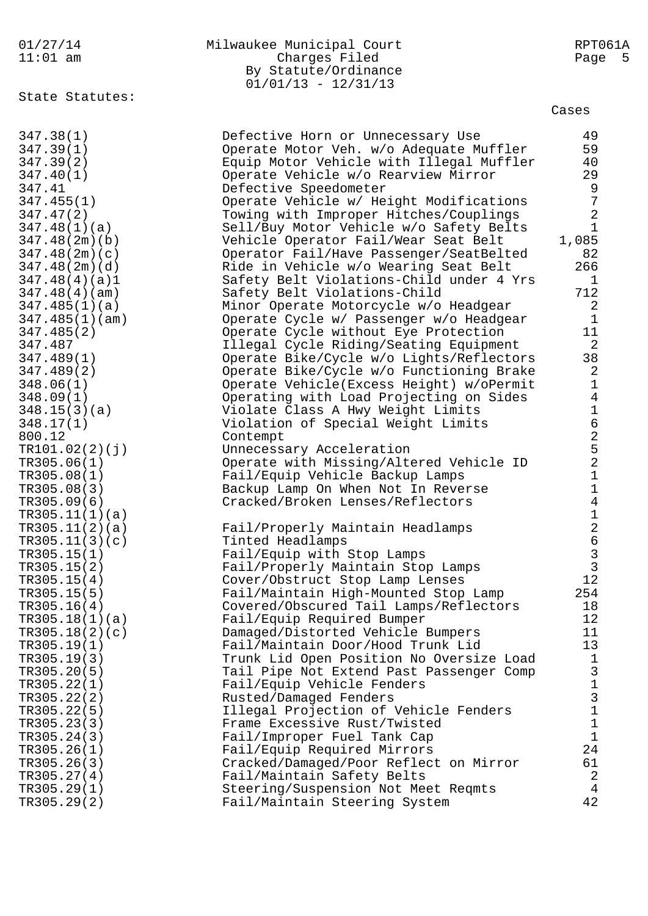Milwaukee Municipal Court
Charges Filed
By Statute/Ordinance
01/01/13 - 12/31/13

State Statutes:

| Statute | Description | Cases |
|---|---|---|
| 347.38(1) | Defective Horn or Unnecessary Use | 49 |
| 347.39(1) | Operate Motor Veh. w/o Adequate Muffler | 59 |
| 347.39(2) | Equip Motor Vehicle with Illegal Muffler | 40 |
| 347.40(1) | Operate Vehicle w/o Rearview Mirror | 29 |
| 347.41 | Defective Speedometer | 9 |
| 347.455(1) | Operate Vehicle w/ Height Modifications | 7 |
| 347.47(2) | Towing with Improper Hitches/Couplings | 2 |
| 347.48(1)(a) | Sell/Buy Motor Vehicle w/o Safety Belts | 1 |
| 347.48(2m)(b) | Vehicle Operator Fail/Wear Seat Belt | 1,085 |
| 347.48(2m)(c) | Operator Fail/Have Passenger/SeatBelted | 82 |
| 347.48(2m)(d) | Ride in Vehicle w/o Wearing Seat Belt | 266 |
| 347.48(4)(a)1 | Safety Belt Violations-Child under 4 Yrs | 1 |
| 347.48(4)(am) | Safety Belt Violations-Child | 712 |
| 347.485(1)(a) | Minor Operate Motorcycle w/o Headgear | 2 |
| 347.485(1)(am) | Operate Cycle w/ Passenger w/o Headgear | 1 |
| 347.485(2) | Operate Cycle without Eye Protection | 11 |
| 347.487 | Illegal Cycle Riding/Seating Equipment | 2 |
| 347.489(1) | Operate Bike/Cycle w/o Lights/Reflectors | 38 |
| 347.489(2) | Operate Bike/Cycle w/o Functioning Brake | 2 |
| 348.06(1) | Operate Vehicle(Excess Height) w/oPermit | 1 |
| 348.09(1) | Operating with Load Projecting on Sides | 4 |
| 348.15(3)(a) | Violate Class A Hwy Weight Limits | 1 |
| 348.17(1) | Violation of Special Weight Limits | 6 |
| 800.12 | Contempt | 2 |
| TR101.02(2)(j) | Unnecessary Acceleration | 5 |
| TR305.06(1) | Operate with Missing/Altered Vehicle ID | 2 |
| TR305.08(1) | Fail/Equip Vehicle Backup Lamps | 1 |
| TR305.08(3) | Backup Lamp On When Not In Reverse | 1 |
| TR305.09(6) | Cracked/Broken Lenses/Reflectors | 4 |
| TR305.11(1)(a) | | 1 |
| TR305.11(2)(a) | Fail/Properly Maintain Headlamps | 2 |
| TR305.11(3)(c) | Tinted Headlamps | 6 |
| TR305.15(1) | Fail/Equip with Stop Lamps | 3 |
| TR305.15(2) | Fail/Properly Maintain Stop Lamps | 3 |
| TR305.15(4) | Cover/Obstruct Stop Lamp Lenses | 12 |
| TR305.15(5) | Fail/Maintain High-Mounted Stop Lamp | 254 |
| TR305.16(4) | Covered/Obscured Tail Lamps/Reflectors | 18 |
| TR305.18(1)(a) | Fail/Equip Required Bumper | 12 |
| TR305.18(2)(c) | Damaged/Distorted Vehicle Bumpers | 11 |
| TR305.19(1) | Fail/Maintain Door/Hood Trunk Lid | 13 |
| TR305.19(3) | Trunk Lid Open Position No Oversize Load | 1 |
| TR305.20(5) | Tail Pipe Not Extend Past Passenger Comp | 3 |
| TR305.22(1) | Fail/Equip Vehicle Fenders | 1 |
| TR305.22(2) | Rusted/Damaged Fenders | 3 |
| TR305.22(5) | Illegal Projection of Vehicle Fenders | 1 |
| TR305.23(3) | Frame Excessive Rust/Twisted | 1 |
| TR305.24(3) | Fail/Improper Fuel Tank Cap | 1 |
| TR305.26(1) | Fail/Equip Required Mirrors | 24 |
| TR305.26(3) | Cracked/Damaged/Poor Reflect on Mirror | 61 |
| TR305.27(4) | Fail/Maintain Safety Belts | 2 |
| TR305.29(1) | Steering/Suspension Not Meet Reqmts | 4 |
| TR305.29(2) | Fail/Maintain Steering System | 42 |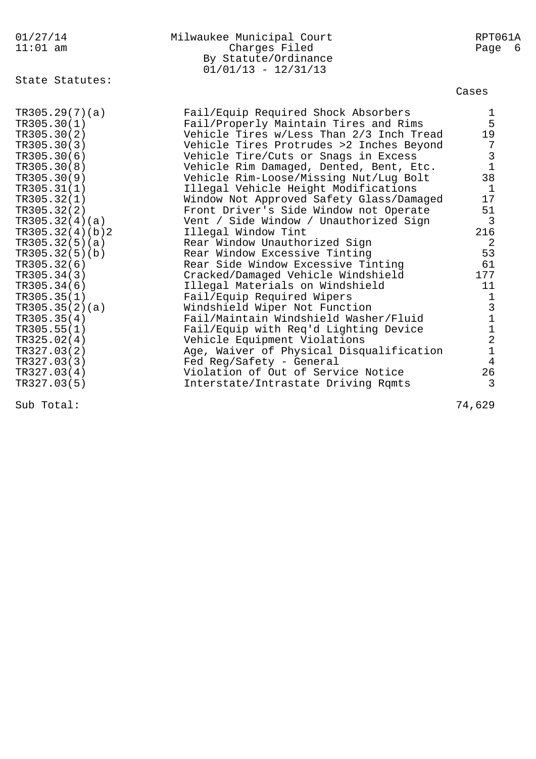Milwaukee Municipal Court
Charges Filed
By Statute/Ordinance
01/01/13 - 12/31/13

State Statutes:

| Statute | Description | Cases |
|---|---|---|
| TR305.29(7)(a) | Fail/Equip Required Shock Absorbers | 1 |
| TR305.30(1) | Fail/Properly Maintain Tires and Rims | 5 |
| TR305.30(2) | Vehicle Tires w/Less Than 2/3 Inch Tread | 19 |
| TR305.30(3) | Vehicle Tires Protrudes >2 Inches Beyond | 7 |
| TR305.30(6) | Vehicle Tire/Cuts or Snags in Excess | 3 |
| TR305.30(8) | Vehicle Rim Damaged, Dented, Bent, Etc. | 1 |
| TR305.30(9) | Vehicle Rim-Loose/Missing Nut/Lug Bolt | 38 |
| TR305.31(1) | Illegal Vehicle Height Modifications | 1 |
| TR305.32(1) | Window Not Approved Safety Glass/Damaged | 17 |
| TR305.32(2) | Front Driver's Side Window not Operate | 51 |
| TR305.32(4)(a) | Vent / Side Window / Unauthorized Sign | 3 |
| TR305.32(4)(b)2 | Illegal Window Tint | 216 |
| TR305.32(5)(a) | Rear Window Unauthorized Sign | 2 |
| TR305.32(5)(b) | Rear Window Excessive Tinting | 53 |
| TR305.32(6) | Rear Side Window Excessive Tinting | 61 |
| TR305.34(3) | Cracked/Damaged Vehicle Windshield | 177 |
| TR305.34(6) | Illegal Materials on Windshield | 11 |
| TR305.35(1) | Fail/Equip Required Wipers | 1 |
| TR305.35(2)(a) | Windshield Wiper Not Function | 3 |
| TR305.35(4) | Fail/Maintain Windshield Washer/Fluid | 1 |
| TR305.55(1) | Fail/Equip with Req'd Lighting Device | 1 |
| TR325.02(4) | Vehicle Equipment Violations | 2 |
| TR327.03(2) | Age, Waiver of Physical Disqualification | 1 |
| TR327.03(3) | Fed Reg/Safety - General | 4 |
| TR327.03(4) | Violation of Out of Service Notice | 26 |
| TR327.03(5) | Interstate/Intrastate Driving Rqmts | 3 |
| Sub Total: | | 74,629 |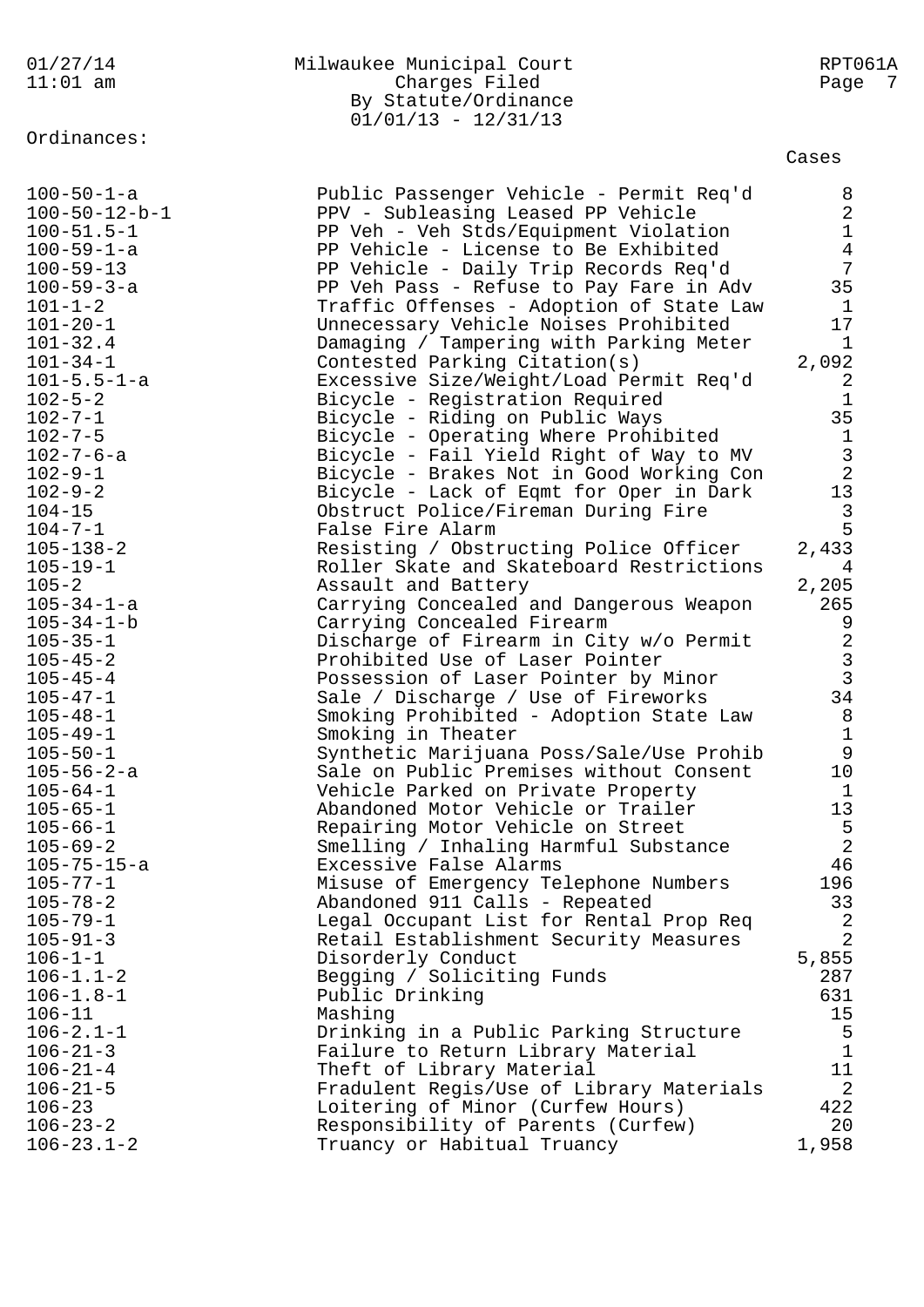Milwaukee Municipal Court
Charges Filed
By Statute/Ordinance
01/01/13 - 12/31/13

Ordinances:

| Ordinance | Description | Cases |
|---|---|---|
| 100-50-1-a | Public Passenger Vehicle - Permit Req'd | 8 |
| 100-50-12-b-1 | PPV - Subleasing Leased PP Vehicle | 2 |
| 100-51.5-1 | PP Veh - Veh Stds/Equipment Violation | 1 |
| 100-59-1-a | PP Vehicle - License to Be Exhibited | 4 |
| 100-59-13 | PP Vehicle - Daily Trip Records Req'd | 7 |
| 100-59-3-a | PP Veh Pass - Refuse to Pay Fare in Adv | 35 |
| 101-1-2 | Traffic Offenses - Adoption of State Law | 1 |
| 101-20-1 | Unnecessary Vehicle Noises Prohibited | 17 |
| 101-32.4 | Damaging / Tampering with Parking Meter | 1 |
| 101-34-1 | Contested Parking Citation(s) | 2,092 |
| 101-5.5-1-a | Excessive Size/Weight/Load Permit Req'd | 2 |
| 102-5-2 | Bicycle - Registration Required | 1 |
| 102-7-1 | Bicycle - Riding on Public Ways | 35 |
| 102-7-5 | Bicycle - Operating Where Prohibited | 1 |
| 102-7-6-a | Bicycle - Fail Yield Right of Way to MV | 3 |
| 102-9-1 | Bicycle - Brakes Not in Good Working Con | 2 |
| 102-9-2 | Bicycle - Lack of Eqmt for Oper in Dark | 13 |
| 104-15 | Obstruct Police/Fireman During Fire | 3 |
| 104-7-1 | False Fire Alarm | 5 |
| 105-138-2 | Resisting / Obstructing Police Officer | 2,433 |
| 105-19-1 | Roller Skate and Skateboard Restrictions | 4 |
| 105-2 | Assault and Battery | 2,205 |
| 105-34-1-a | Carrying Concealed and Dangerous Weapon | 265 |
| 105-34-1-b | Carrying Concealed Firearm | 9 |
| 105-35-1 | Discharge of Firearm in City w/o Permit | 2 |
| 105-45-2 | Prohibited Use of Laser Pointer | 3 |
| 105-45-4 | Possession of Laser Pointer by Minor | 3 |
| 105-47-1 | Sale / Discharge / Use of Fireworks | 34 |
| 105-48-1 | Smoking Prohibited - Adoption State Law | 8 |
| 105-49-1 | Smoking in Theater | 1 |
| 105-50-1 | Synthetic Marijuana Poss/Sale/Use Prohib | 9 |
| 105-56-2-a | Sale on Public Premises without Consent | 10 |
| 105-64-1 | Vehicle Parked on Private Property | 1 |
| 105-65-1 | Abandoned Motor Vehicle or Trailer | 13 |
| 105-66-1 | Repairing Motor Vehicle on Street | 5 |
| 105-69-2 | Smelling / Inhaling Harmful Substance | 2 |
| 105-75-15-a | Excessive False Alarms | 46 |
| 105-77-1 | Misuse of Emergency Telephone Numbers | 196 |
| 105-78-2 | Abandoned 911 Calls - Repeated | 33 |
| 105-79-1 | Legal Occupant List for Rental Prop Req | 2 |
| 105-91-3 | Retail Establishment Security Measures | 2 |
| 106-1-1 | Disorderly Conduct | 5,855 |
| 106-1.1-2 | Begging / Soliciting Funds | 287 |
| 106-1.8-1 | Public Drinking | 631 |
| 106-11 | Mashing | 15 |
| 106-2.1-1 | Drinking in a Public Parking Structure | 5 |
| 106-21-3 | Failure to Return Library Material | 1 |
| 106-21-4 | Theft of Library Material | 11 |
| 106-21-5 | Fradulent Regis/Use of Library Materials | 2 |
| 106-23 | Loitering of Minor (Curfew Hours) | 422 |
| 106-23-2 | Responsibility of Parents (Curfew) | 20 |
| 106-23.1-2 | Truancy or Habitual Truancy | 1,958 |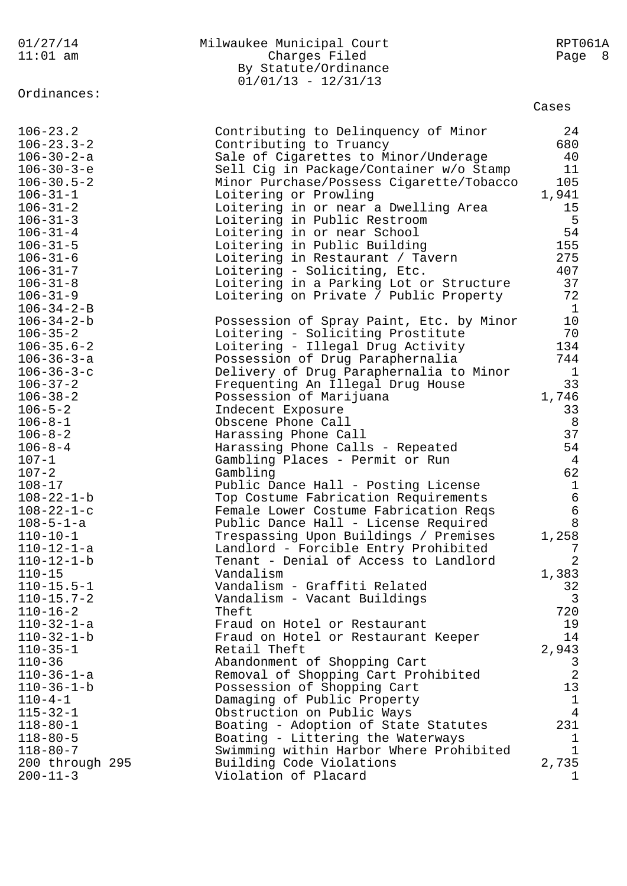Milwaukee Municipal Court
Charges Filed
By Statute/Ordinance
01/01/13 - 12/31/13

Ordinances:

| | | Cases |
|---|---|---|
| 106-23.2 | Contributing to Delinquency of Minor | 24 |
| 106-23.3-2 | Contributing to Truancy | 680 |
| 106-30-2-a | Sale of Cigarettes to Minor/Underage | 40 |
| 106-30-3-e | Sell Cig in Package/Container w/o Stamp | 11 |
| 106-30.5-2 | Minor Purchase/Possess Cigarette/Tobacco | 105 |
| 106-31-1 | Loitering or Prowling | 1,941 |
| 106-31-2 | Loitering in or near a Dwelling Area | 15 |
| 106-31-3 | Loitering in Public Restroom | 5 |
| 106-31-4 | Loitering in or near School | 54 |
| 106-31-5 | Loitering in Public Building | 155 |
| 106-31-6 | Loitering in Restaurant / Tavern | 275 |
| 106-31-7 | Loitering - Soliciting, Etc. | 407 |
| 106-31-8 | Loitering in a Parking Lot or Structure | 37 |
| 106-31-9 | Loitering on Private / Public Property | 72 |
| 106-34-2-B | | 1 |
| 106-34-2-b | Possession of Spray Paint, Etc. by Minor | 10 |
| 106-35-2 | Loitering - Soliciting Prostitute | 70 |
| 106-35.6-2 | Loitering - Illegal Drug Activity | 134 |
| 106-36-3-a | Possession of Drug Paraphernalia | 744 |
| 106-36-3-c | Delivery of Drug Paraphernalia to Minor | 1 |
| 106-37-2 | Frequenting An Illegal Drug House | 33 |
| 106-38-2 | Possession of Marijuana | 1,746 |
| 106-5-2 | Indecent Exposure | 33 |
| 106-8-1 | Obscene Phone Call | 8 |
| 106-8-2 | Harassing Phone Call | 37 |
| 106-8-4 | Harassing Phone Calls - Repeated | 54 |
| 107-1 | Gambling Places - Permit or Run | 4 |
| 107-2 | Gambling | 62 |
| 108-17 | Public Dance Hall - Posting License | 1 |
| 108-22-1-b | Top Costume Fabrication Requirements | 6 |
| 108-22-1-c | Female Lower Costume Fabrication Reqs | 6 |
| 108-5-1-a | Public Dance Hall - License Required | 8 |
| 110-10-1 | Trespassing Upon Buildings / Premises | 1,258 |
| 110-12-1-a | Landlord - Forcible Entry Prohibited | 7 |
| 110-12-1-b | Tenant - Denial of Access to Landlord | 2 |
| 110-15 | Vandalism | 1,383 |
| 110-15.5-1 | Vandalism - Graffiti Related | 32 |
| 110-15.7-2 | Vandalism - Vacant Buildings | 3 |
| 110-16-2 | Theft | 720 |
| 110-32-1-a | Fraud on Hotel or Restaurant | 19 |
| 110-32-1-b | Fraud on Hotel or Restaurant Keeper | 14 |
| 110-35-1 | Retail Theft | 2,943 |
| 110-36 | Abandonment of Shopping Cart | 3 |
| 110-36-1-a | Removal of Shopping Cart Prohibited | 2 |
| 110-36-1-b | Possession of Shopping Cart | 13 |
| 110-4-1 | Damaging of Public Property | 1 |
| 115-32-1 | Obstruction on Public Ways | 4 |
| 118-80-1 | Boating - Adoption of State Statutes | 231 |
| 118-80-5 | Boating - Littering the Waterways | 1 |
| 118-80-7 | Swimming within Harbor Where Prohibited | 1 |
| 200 through 295 | Building Code Violations | 2,735 |
| 200-11-3 | Violation of Placard | 1 |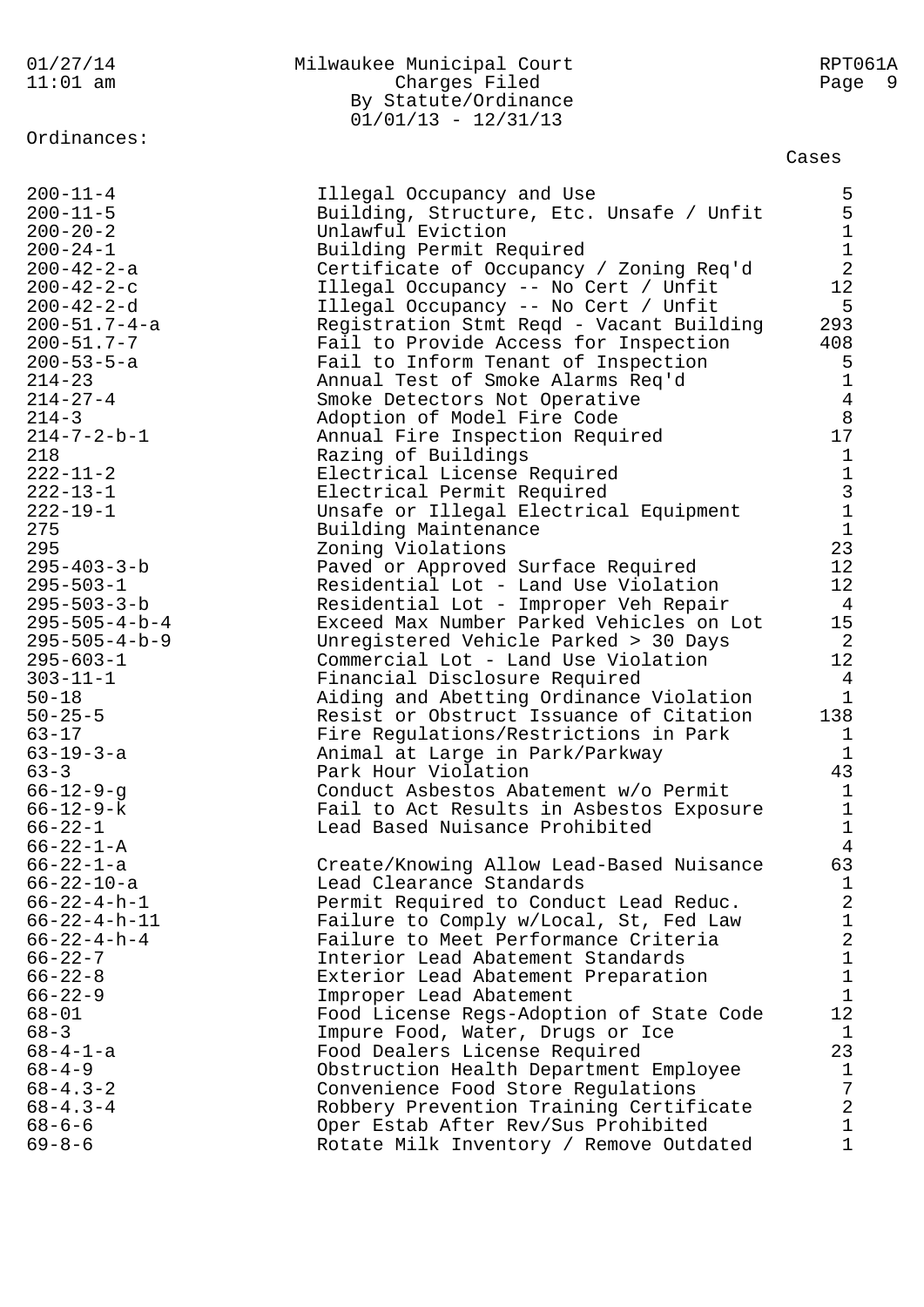Milwaukee Municipal Court
Charges Filed
By Statute/Ordinance
01/01/13 - 12/31/13

Ordinances:

| Ordinance | Description | Cases |
|---|---|---|
| 200-11-4 | Illegal Occupancy and Use | 5 |
| 200-11-5 | Building, Structure, Etc. Unsafe / Unfit | 5 |
| 200-20-2 | Unlawful Eviction | 1 |
| 200-24-1 | Building Permit Required | 1 |
| 200-42-2-a | Certificate of Occupancy / Zoning Req'd | 2 |
| 200-42-2-c | Illegal Occupancy -- No Cert / Unfit | 12 |
| 200-42-2-d | Illegal Occupancy -- No Cert / Unfit | 5 |
| 200-51.7-4-a | Registration Stmt Reqd - Vacant Building | 293 |
| 200-51.7-7 | Fail to Provide Access for Inspection | 408 |
| 200-53-5-a | Fail to Inform Tenant of Inspection | 5 |
| 214-23 | Annual Test of Smoke Alarms Req'd | 1 |
| 214-27-4 | Smoke Detectors Not Operative | 4 |
| 214-3 | Adoption of Model Fire Code | 8 |
| 214-7-2-b-1 | Annual Fire Inspection Required | 17 |
| 218 | Razing of Buildings | 1 |
| 222-11-2 | Electrical License Required | 1 |
| 222-13-1 | Electrical Permit Required | 3 |
| 222-19-1 | Unsafe or Illegal Electrical Equipment | 1 |
| 275 | Building Maintenance | 1 |
| 295 | Zoning Violations | 23 |
| 295-403-3-b | Paved or Approved Surface Required | 12 |
| 295-503-1 | Residential Lot - Land Use Violation | 12 |
| 295-503-3-b | Residential Lot - Improper Veh Repair | 4 |
| 295-505-4-b-4 | Exceed Max Number Parked Vehicles on Lot | 15 |
| 295-505-4-b-9 | Unregistered Vehicle Parked > 30 Days | 2 |
| 295-603-1 | Commercial Lot - Land Use Violation | 12 |
| 303-11-1 | Financial Disclosure Required | 4 |
| 50-18 | Aiding and Abetting Ordinance Violation | 1 |
| 50-25-5 | Resist or Obstruct Issuance of Citation | 138 |
| 63-17 | Fire Regulations/Restrictions in Park | 1 |
| 63-19-3-a | Animal at Large in Park/Parkway | 1 |
| 63-3 | Park Hour Violation | 43 |
| 66-12-9-g | Conduct Asbestos Abatement w/o Permit | 1 |
| 66-12-9-k | Fail to Act Results in Asbestos Exposure | 1 |
| 66-22-1 | Lead Based Nuisance Prohibited | 1 |
| 66-22-1-A | | 4 |
| 66-22-1-a | Create/Knowing Allow Lead-Based Nuisance | 63 |
| 66-22-10-a | Lead Clearance Standards | 1 |
| 66-22-4-h-1 | Permit Required to Conduct Lead Reduc. | 2 |
| 66-22-4-h-11 | Failure to Comply w/Local, St, Fed Law | 1 |
| 66-22-4-h-4 | Failure to Meet Performance Criteria | 2 |
| 66-22-7 | Interior Lead Abatement Standards | 1 |
| 66-22-8 | Exterior Lead Abatement Preparation | 1 |
| 66-22-9 | Improper Lead Abatement | 1 |
| 68-01 | Food License Regs-Adoption of State Code | 12 |
| 68-3 | Impure Food, Water, Drugs or Ice | 1 |
| 68-4-1-a | Food Dealers License Required | 23 |
| 68-4-9 | Obstruction Health Department Employee | 1 |
| 68-4.3-2 | Convenience Food Store Regulations | 7 |
| 68-4.3-4 | Robbery Prevention Training Certificate | 2 |
| 68-6-6 | Oper Estab After Rev/Sus Prohibited | 1 |
| 69-8-6 | Rotate Milk Inventory / Remove Outdated | 1 |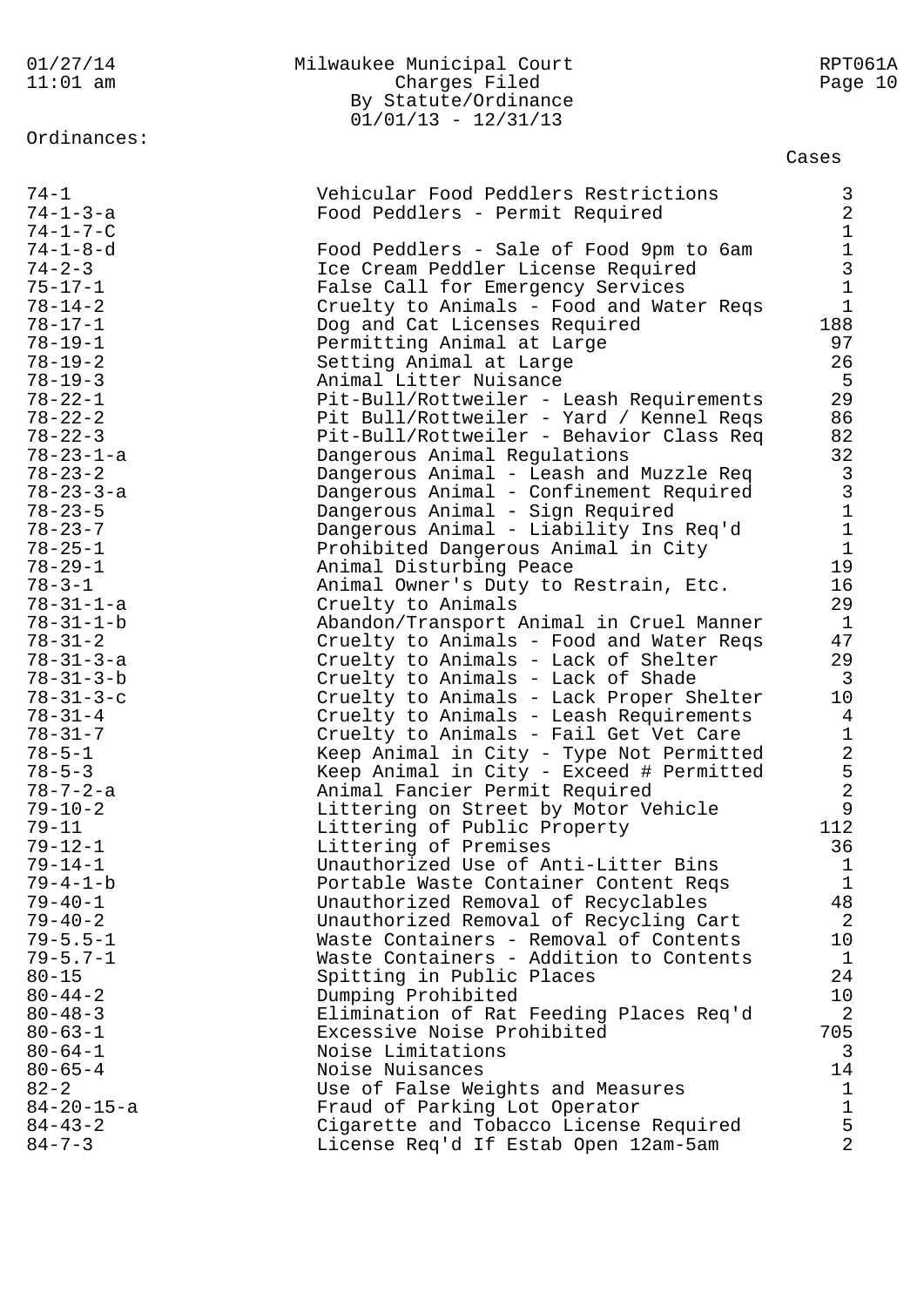Ordinances:

| Ordinance | Description | Cases |
|---|---|---|
| 74-1 | Vehicular Food Peddlers Restrictions | 3 |
| 74-1-3-a | Food Peddlers - Permit Required | 2 |
| 74-1-7-C | | 1 |
| 74-1-8-d | Food Peddlers - Sale of Food 9pm to 6am | 1 |
| 74-2-3 | Ice Cream Peddler License Required | 3 |
| 75-17-1 | False Call for Emergency Services | 1 |
| 78-14-2 | Cruelty to Animals - Food and Water Reqs | 1 |
| 78-17-1 | Dog and Cat Licenses Required | 188 |
| 78-19-1 | Permitting Animal at Large | 97 |
| 78-19-2 | Setting Animal at Large | 26 |
| 78-19-3 | Animal Litter Nuisance | 5 |
| 78-22-1 | Pit-Bull/Rottweiler - Leash Requirements | 29 |
| 78-22-2 | Pit Bull/Rottweiler - Yard / Kennel Reqs | 86 |
| 78-22-3 | Pit-Bull/Rottweiler - Behavior Class Req | 82 |
| 78-23-1-a | Dangerous Animal Regulations | 32 |
| 78-23-2 | Dangerous Animal - Leash and Muzzle Req | 3 |
| 78-23-3-a | Dangerous Animal - Confinement Required | 3 |
| 78-23-5 | Dangerous Animal - Sign Required | 1 |
| 78-23-7 | Dangerous Animal - Liability Ins Req'd | 1 |
| 78-25-1 | Prohibited Dangerous Animal in City | 1 |
| 78-29-1 | Animal Disturbing Peace | 19 |
| 78-3-1 | Animal Owner's Duty to Restrain, Etc. | 16 |
| 78-31-1-a | Cruelty to Animals | 29 |
| 78-31-1-b | Abandon/Transport Animal in Cruel Manner | 1 |
| 78-31-2 | Cruelty to Animals - Food and Water Reqs | 47 |
| 78-31-3-a | Cruelty to Animals - Lack of Shelter | 29 |
| 78-31-3-b | Cruelty to Animals - Lack of Shade | 3 |
| 78-31-3-c | Cruelty to Animals - Lack Proper Shelter | 10 |
| 78-31-4 | Cruelty to Animals - Leash Requirements | 4 |
| 78-31-7 | Cruelty to Animals - Fail Get Vet Care | 1 |
| 78-5-1 | Keep Animal in City - Type Not Permitted | 2 |
| 78-5-3 | Keep Animal in City - Exceed # Permitted | 5 |
| 78-7-2-a | Animal Fancier Permit Required | 2 |
| 79-10-2 | Littering on Street by Motor Vehicle | 9 |
| 79-11 | Littering of Public Property | 112 |
| 79-12-1 | Littering of Premises | 36 |
| 79-14-1 | Unauthorized Use of Anti-Litter Bins | 1 |
| 79-4-1-b | Portable Waste Container Content Reqs | 1 |
| 79-40-1 | Unauthorized Removal of Recyclables | 48 |
| 79-40-2 | Unauthorized Removal of Recycling Cart | 2 |
| 79-5.5-1 | Waste Containers - Removal of Contents | 10 |
| 79-5.7-1 | Waste Containers - Addition to Contents | 1 |
| 80-15 | Spitting in Public Places | 24 |
| 80-44-2 | Dumping Prohibited | 10 |
| 80-48-3 | Elimination of Rat Feeding Places Req'd | 2 |
| 80-63-1 | Excessive Noise Prohibited | 705 |
| 80-64-1 | Noise Limitations | 3 |
| 80-65-4 | Noise Nuisances | 14 |
| 82-2 | Use of False Weights and Measures | 1 |
| 84-20-15-a | Fraud of Parking Lot Operator | 1 |
| 84-43-2 | Cigarette and Tobacco License Required | 5 |
| 84-7-3 | License Req'd If Estab Open 12am-5am | 2 |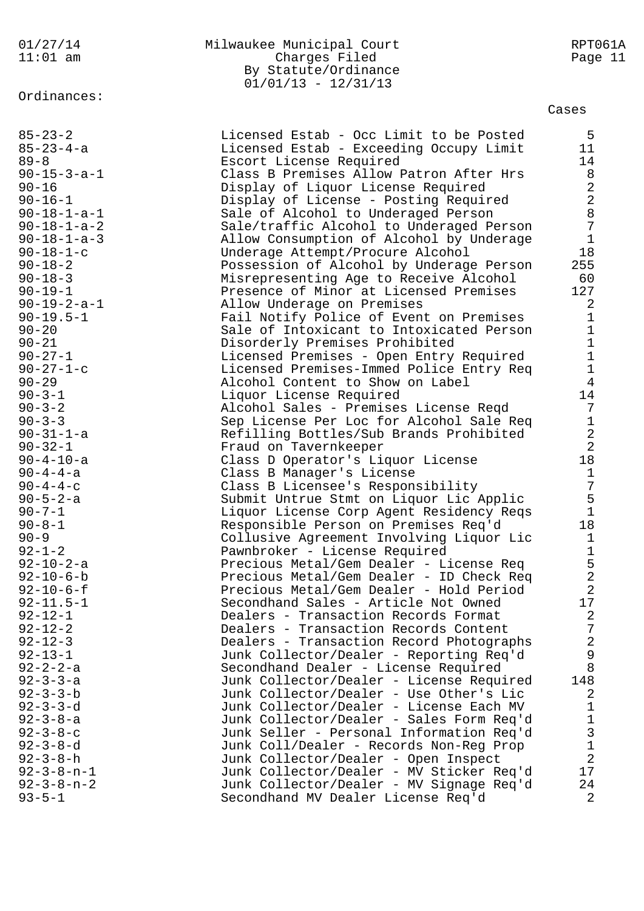Milwaukee Municipal Court
Charges Filed
By Statute/Ordinance
01/01/13 - 12/31/13

Ordinances:

| Statute/Ordinance | Description | Cases |
|---|---|---|
| 85-23-2 | Licensed Estab - Occ Limit to be Posted | 5 |
| 85-23-4-a | Licensed Estab - Exceeding Occupy Limit | 11 |
| 89-8 | Escort License Required | 14 |
| 90-15-3-a-1 | Class B Premises Allow Patron After Hrs | 8 |
| 90-16 | Display of Liquor License Required | 2 |
| 90-16-1 | Display of License - Posting Required | 2 |
| 90-18-1-a-1 | Sale of Alcohol to Underaged Person | 8 |
| 90-18-1-a-2 | Sale/traffic Alcohol to Underaged Person | 7 |
| 90-18-1-a-3 | Allow Consumption of Alcohol by Underage | 1 |
| 90-18-1-c | Underage Attempt/Procure Alcohol | 18 |
| 90-18-2 | Possession of Alcohol by Underage Person | 255 |
| 90-18-3 | Misrepresenting Age to Receive Alcohol | 60 |
| 90-19-1 | Presence of Minor at Licensed Premises | 127 |
| 90-19-2-a-1 | Allow Underage on Premises | 2 |
| 90-19.5-1 | Fail Notify Police of Event on Premises | 1 |
| 90-20 | Sale of Intoxicant to Intoxicated Person | 1 |
| 90-21 | Disorderly Premises Prohibited | 1 |
| 90-27-1 | Licensed Premises - Open Entry Required | 1 |
| 90-27-1-c | Licensed Premises-Immed Police Entry Req | 1 |
| 90-29 | Alcohol Content to Show on Label | 4 |
| 90-3-1 | Liquor License Required | 14 |
| 90-3-2 | Alcohol Sales - Premises License Reqd | 7 |
| 90-3-3 | Sep License Per Loc for Alcohol Sale Req | 1 |
| 90-31-1-a | Refilling Bottles/Sub Brands Prohibited | 2 |
| 90-32-1 | Fraud on Tavernkeeper | 2 |
| 90-4-10-a | Class D Operator's Liquor License | 18 |
| 90-4-4-a | Class B Manager's License | 1 |
| 90-4-4-c | Class B Licensee's Responsibility | 7 |
| 90-5-2-a | Submit Untrue Stmt on Liquor Lic Applic | 5 |
| 90-7-1 | Liquor License Corp Agent Residency Reqs | 1 |
| 90-8-1 | Responsible Person on Premises Req'd | 18 |
| 90-9 | Collusive Agreement Involving Liquor Lic | 1 |
| 92-1-2 | Pawnbroker - License Required | 1 |
| 92-10-2-a | Precious Metal/Gem Dealer - License Req | 5 |
| 92-10-6-b | Precious Metal/Gem Dealer - ID Check Req | 2 |
| 92-10-6-f | Precious Metal/Gem Dealer - Hold Period | 2 |
| 92-11.5-1 | Secondhand Sales - Article Not Owned | 17 |
| 92-12-1 | Dealers - Transaction Records Format | 2 |
| 92-12-2 | Dealers - Transaction Records Content | 7 |
| 92-12-3 | Dealers - Transaction Record Photographs | 2 |
| 92-13-1 | Junk Collector/Dealer - Reporting Req'd | 9 |
| 92-2-2-a | Secondhand Dealer - License Required | 8 |
| 92-3-3-a | Junk Collector/Dealer - License Required | 148 |
| 92-3-3-b | Junk Collector/Dealer - Use Other's Lic | 2 |
| 92-3-3-d | Junk Collector/Dealer - License Each MV | 1 |
| 92-3-8-a | Junk Collector/Dealer - Sales Form Req'd | 1 |
| 92-3-8-c | Junk Seller - Personal Information Req'd | 3 |
| 92-3-8-d | Junk Coll/Dealer - Records Non-Reg Prop | 1 |
| 92-3-8-h | Junk Collector/Dealer - Open Inspect | 2 |
| 92-3-8-n-1 | Junk Collector/Dealer - MV Sticker Req'd | 17 |
| 92-3-8-n-2 | Junk Collector/Dealer - MV Signage Req'd | 24 |
| 93-5-1 | Secondhand MV Dealer License Req'd | 2 |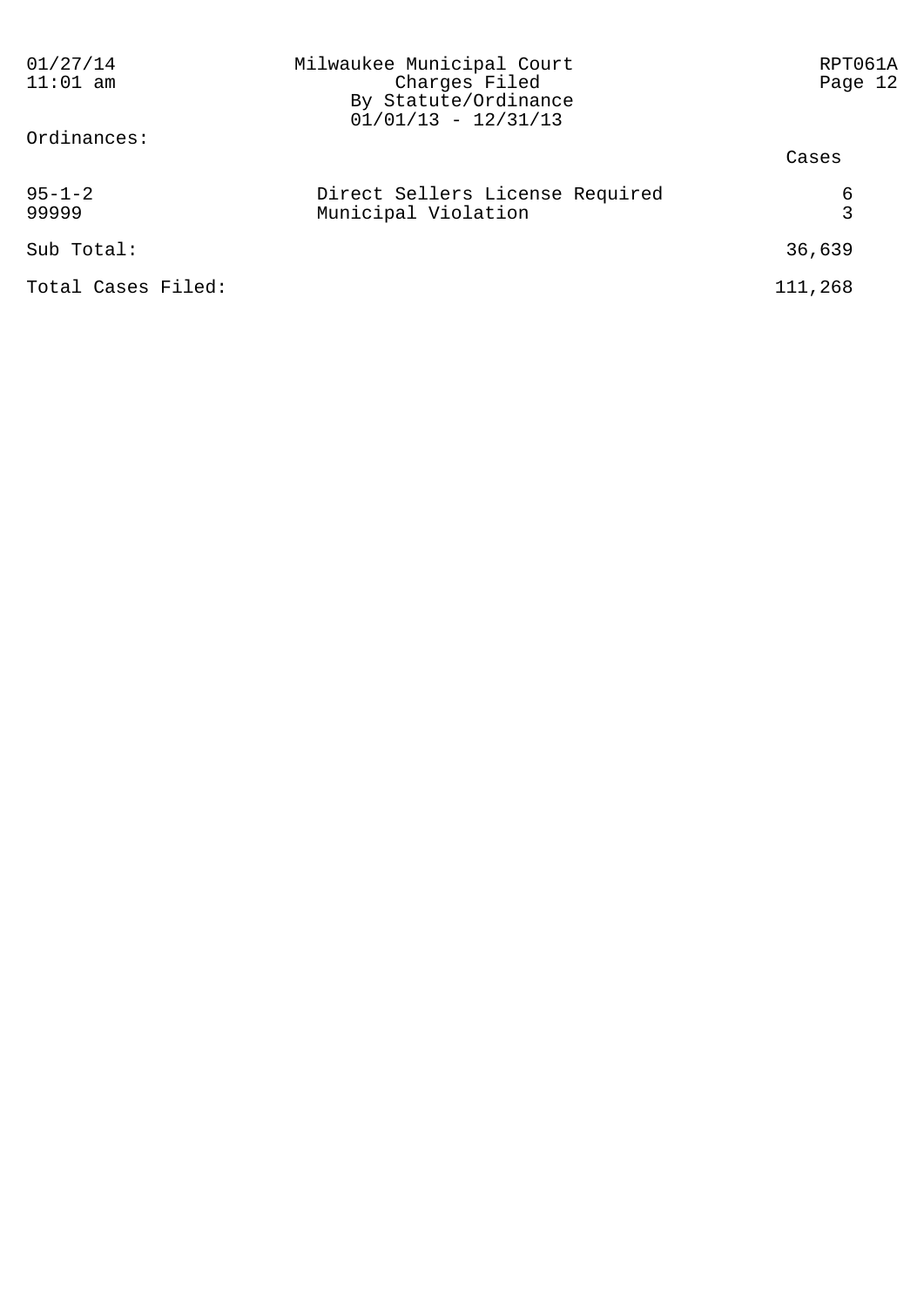Ordinances:

| | | Cases |
|---|---|---|
| 95-1-2 | Direct Sellers License Required | 6 |
| 99999 | Municipal Violation | 3 |
| Sub Total: | | 36,639 |
| Total Cases Filed: | | 111,268 |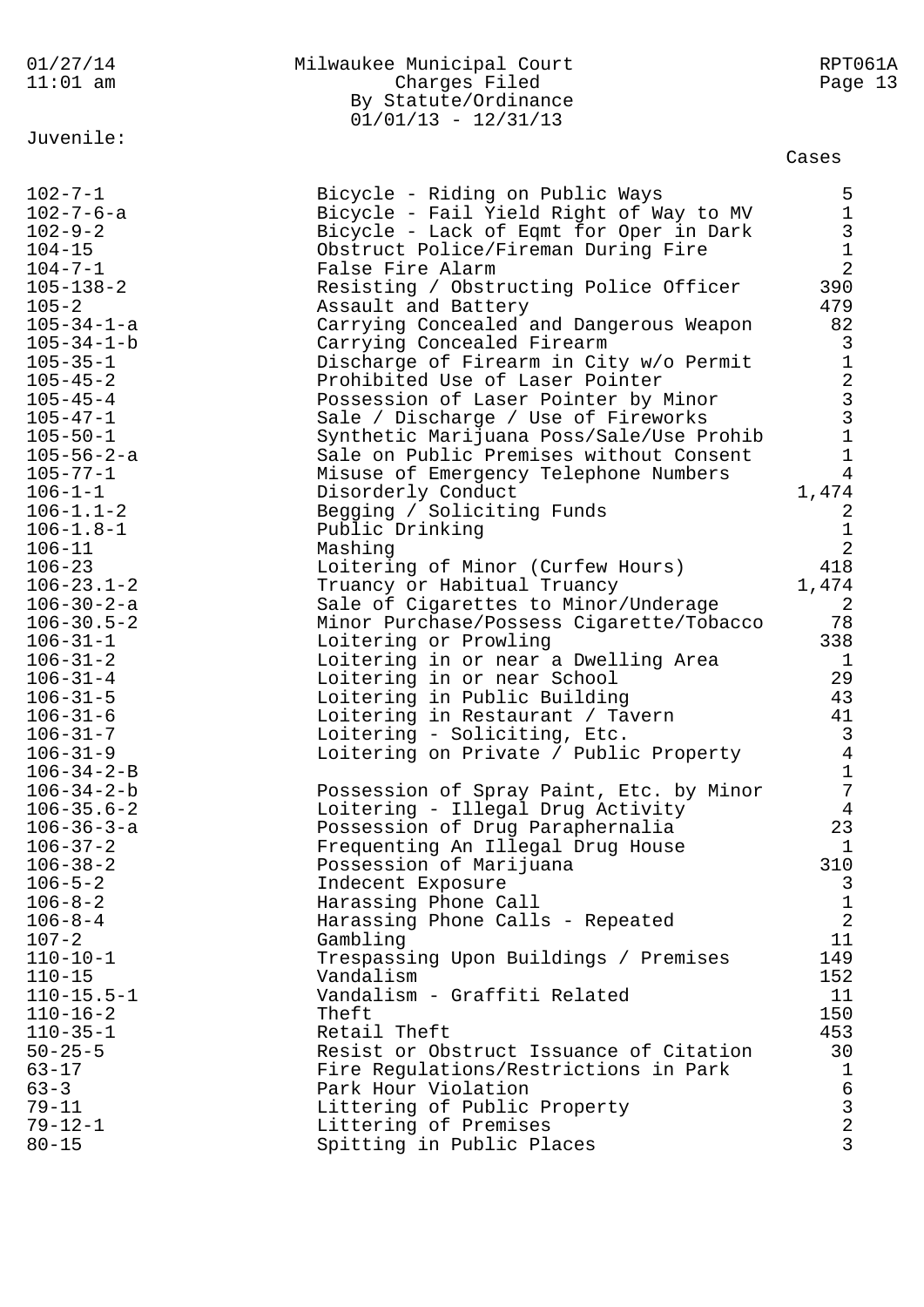Milwaukee Municipal Court
Charges Filed
By Statute/Ordinance
01/01/13 - 12/31/13

Juvenile:

| Statute/Ordinance | Description | Cases |
|---|---|---|
| 102-7-1 | Bicycle - Riding on Public Ways | 5 |
| 102-7-6-a | Bicycle - Fail Yield Right of Way to MV | 1 |
| 102-9-2 | Bicycle - Lack of Eqmt for Oper in Dark | 3 |
| 104-15 | Obstruct Police/Fireman During Fire | 1 |
| 104-7-1 | False Fire Alarm | 2 |
| 105-138-2 | Resisting / Obstructing Police Officer | 390 |
| 105-2 | Assault and Battery | 479 |
| 105-34-1-a | Carrying Concealed and Dangerous Weapon | 82 |
| 105-34-1-b | Carrying Concealed Firearm | 3 |
| 105-35-1 | Discharge of Firearm in City w/o Permit | 1 |
| 105-45-2 | Prohibited Use of Laser Pointer | 2 |
| 105-45-4 | Possession of Laser Pointer by Minor | 3 |
| 105-47-1 | Sale / Discharge / Use of Fireworks | 3 |
| 105-50-1 | Synthetic Marijuana Poss/Sale/Use Prohib | 1 |
| 105-56-2-a | Sale on Public Premises without Consent | 1 |
| 105-77-1 | Misuse of Emergency Telephone Numbers | 4 |
| 106-1-1 | Disorderly Conduct | 1,474 |
| 106-1.1-2 | Begging / Soliciting Funds | 2 |
| 106-1.8-1 | Public Drinking | 1 |
| 106-11 | Mashing | 2 |
| 106-23 | Loitering of Minor (Curfew Hours) | 418 |
| 106-23.1-2 | Truancy or Habitual Truancy | 1,474 |
| 106-30-2-a | Sale of Cigarettes to Minor/Underage | 2 |
| 106-30.5-2 | Minor Purchase/Possess Cigarette/Tobacco | 78 |
| 106-31-1 | Loitering or Prowling | 338 |
| 106-31-2 | Loitering in or near a Dwelling Area | 1 |
| 106-31-4 | Loitering in or near School | 29 |
| 106-31-5 | Loitering in Public Building | 43 |
| 106-31-6 | Loitering in Restaurant / Tavern | 41 |
| 106-31-7 | Loitering - Soliciting, Etc. | 3 |
| 106-31-9 | Loitering on Private / Public Property | 4 |
| 106-34-2-B | | 1 |
| 106-34-2-b | Possession of Spray Paint, Etc. by Minor | 7 |
| 106-35.6-2 | Loitering - Illegal Drug Activity | 4 |
| 106-36-3-a | Possession of Drug Paraphernalia | 23 |
| 106-37-2 | Frequenting An Illegal Drug House | 1 |
| 106-38-2 | Possession of Marijuana | 310 |
| 106-5-2 | Indecent Exposure | 3 |
| 106-8-2 | Harassing Phone Call | 1 |
| 106-8-4 | Harassing Phone Calls - Repeated | 2 |
| 107-2 | Gambling | 11 |
| 110-10-1 | Trespassing Upon Buildings / Premises | 149 |
| 110-15 | Vandalism | 152 |
| 110-15.5-1 | Vandalism - Graffiti Related | 11 |
| 110-16-2 | Theft | 150 |
| 110-35-1 | Retail Theft | 453 |
| 50-25-5 | Resist or Obstruct Issuance of Citation | 30 |
| 63-17 | Fire Regulations/Restrictions in Park | 1 |
| 63-3 | Park Hour Violation | 6 |
| 79-11 | Littering of Public Property | 3 |
| 79-12-1 | Littering of Premises | 2 |
| 80-15 | Spitting in Public Places | 3 |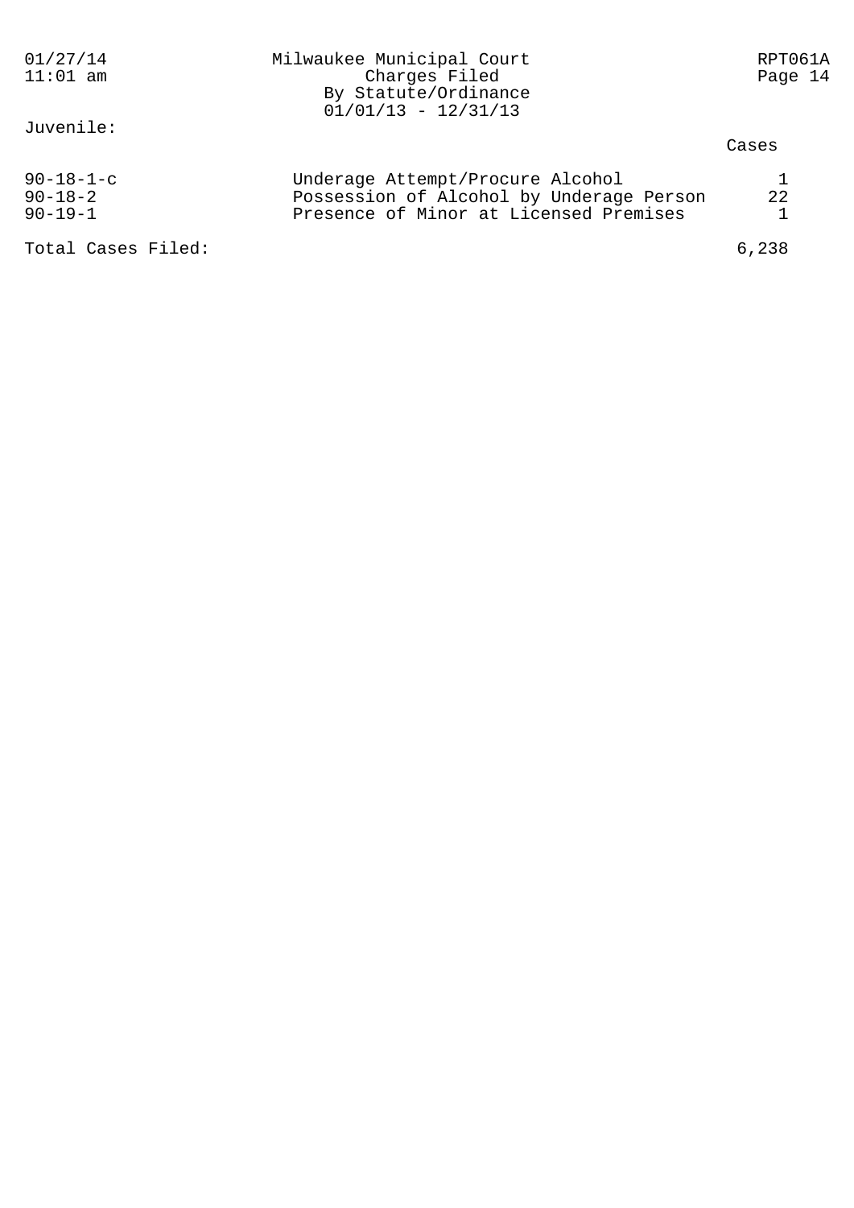Juvenile:

| | | Cases |
|---|---|---|
| 90-18-1-c | Underage Attempt/Procure Alcohol | 1 |
| 90-18-2 | Possession of Alcohol by Underage Person | 22 |
| 90-19-1 | Presence of Minor at Licensed Premises | 1 |

Total Cases Filed: 6,238